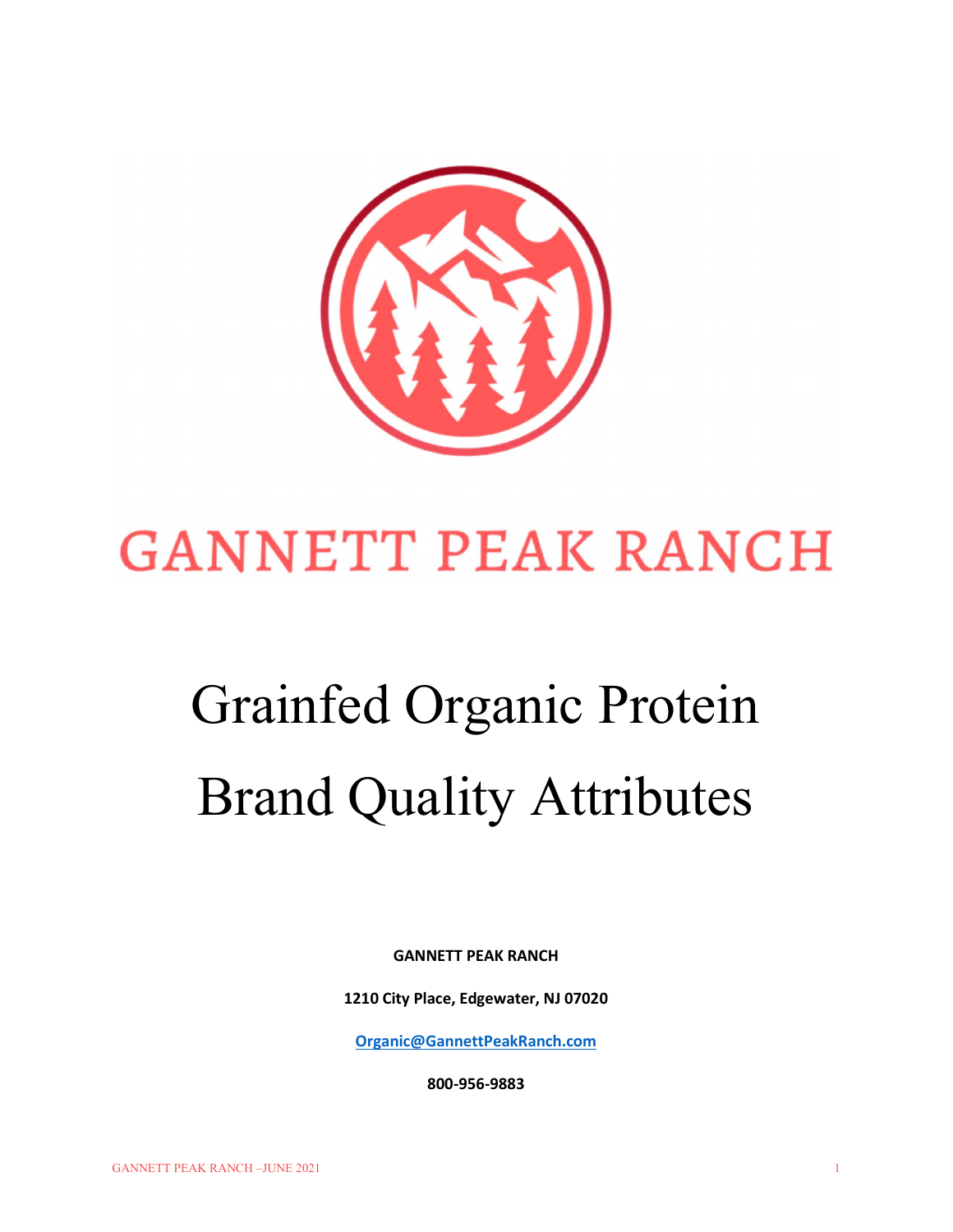# GANNETT PEAK RANCH

# Grainfed Organic Protein Brand Quality Attributes

**GANNETT PEAK RANCH**

**1210 City Place, Edgewater, NJ 07020**

**Organic@GannettPeakRanch.com**

**800-956-9883**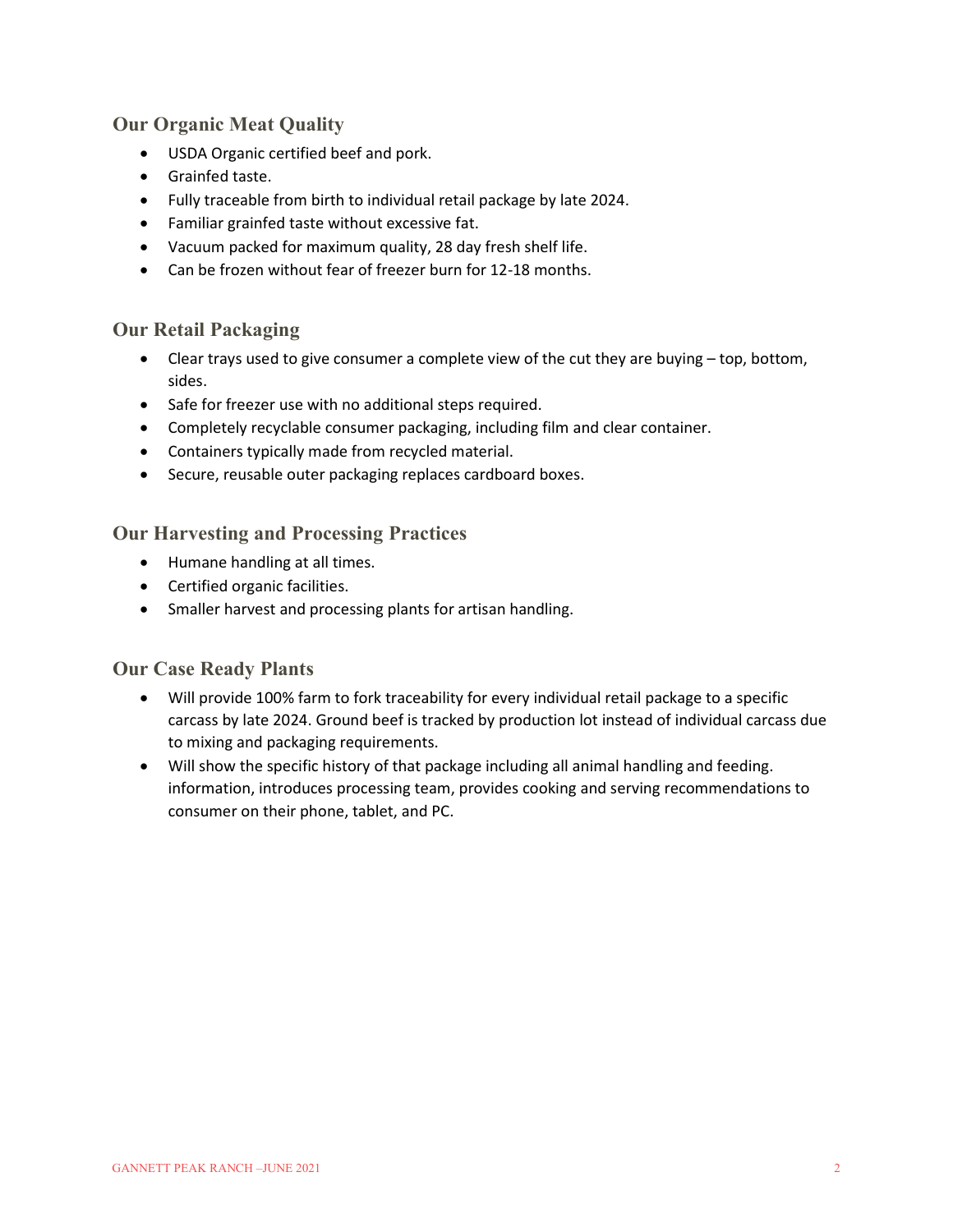## Our Organic Meat Quality

- USDA Organic certified beef and pork.
- Grainfed taste.
- Fully traceable from birth to individual retail package by late 2024.
- Familiar grainfed taste without excessive fat.
- Vacuum packed for maximum quality, 28 day fresh shelf life.
- Can be frozen without fear of freezer burn for 12-18 months.

## Our Retail Packaging

- Clear trays used to give consumer a complete view of the cut they are buying – top, bottom, sides.
- Safe for freezer use with no additional steps required.
- Completely recyclable consumer packaging, including film and clear container.
- Containers typically made from recycled material.
- Secure, reusable outer packaging replaces cardboard boxes.

## Our Harvesting and Processing Practices

- Humane handling at all times.
- Certified organic facilities.
- Smaller harvest and processing plants for artisan handling.

## Our Case Ready Plants

- Will provide 100% farm to fork traceability for every individual retail package to a specific carcass by late 2024. Ground beef is tracked by production lot instead of individual carcass due to mixing and packaging requirements.
- Will show the specific history of that package including all animal handling and feeding. information, introduces processing team, provides cooking and serving recommendations to consumer on their phone, tablet, and PC.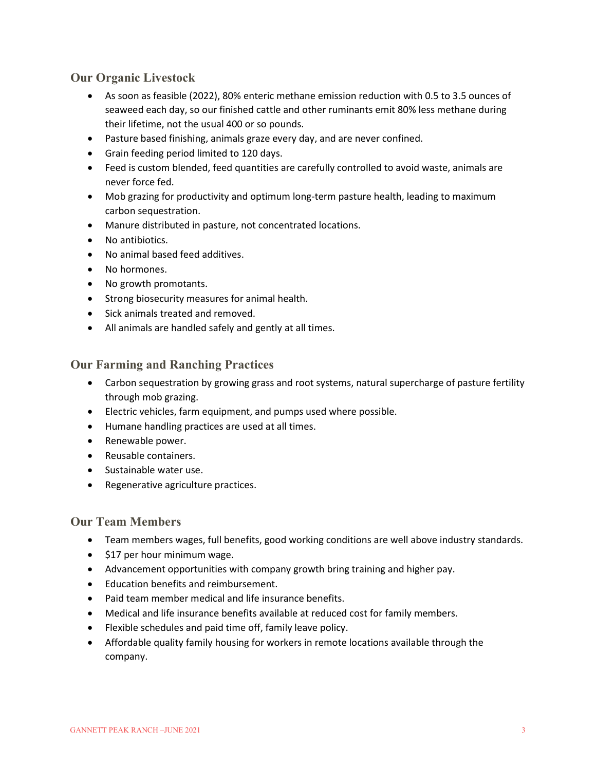## Our Organic Livestock

- As soon as feasible (2022), 80% enteric methane emission reduction with 0.5 to 3.5 ounces of seaweed each day, so our finished cattle and other ruminants emit 80% less methane during their lifetime, not the usual 400 or so pounds.
- Pasture based finishing, animals graze every day, and are never confined.
- Grain feeding period limited to 120 days.
- Feed is custom blended, feed quantities are carefully controlled to avoid waste, animals are never force fed.
- Mob grazing for productivity and optimum long-term pasture health, leading to maximum carbon sequestration.
- Manure distributed in pasture, not concentrated locations.
- No antibiotics.
- No animal based feed additives.
- No hormones.
- No growth promotants.
- Strong biosecurity measures for animal health.
- Sick animals treated and removed.
- All animals are handled safely and gently at all times.

## Our Farming and Ranching Practices

- Carbon sequestration by growing grass and root systems, natural supercharge of pasture fertility through mob grazing.
- Electric vehicles, farm equipment, and pumps used where possible.
- Humane handling practices are used at all times.
- Renewable power.
- Reusable containers.
- Sustainable water use.
- Regenerative agriculture practices.

## Our Team Members

- Team members wages, full benefits, good working conditions are well above industry standards.
- $17 per hour minimum wage.
- Advancement opportunities with company growth bring training and higher pay.
- Education benefits and reimbursement.
- Paid team member medical and life insurance benefits.
- Medical and life insurance benefits available at reduced cost for family members.
- Flexible schedules and paid time off, family leave policy.
- Affordable quality family housing for workers in remote locations available through the company.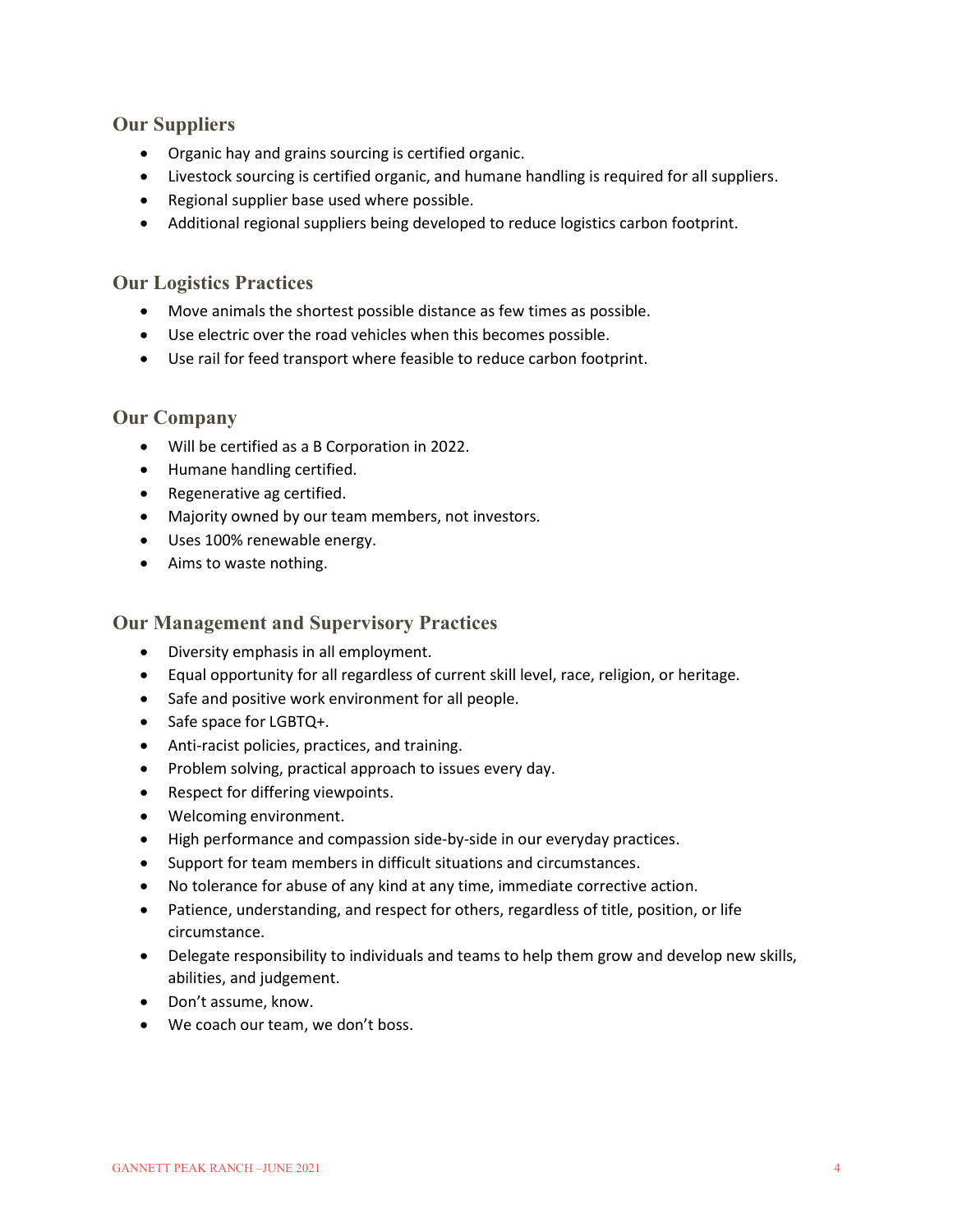## Our Suppliers

- Organic hay and grains sourcing is certified organic.
- Livestock sourcing is certified organic, and humane handling is required for all suppliers.
- Regional supplier base used where possible.
- Additional regional suppliers being developed to reduce logistics carbon footprint.

## Our Logistics Practices

- Move animals the shortest possible distance as few times as possible.
- Use electric over the road vehicles when this becomes possible.
- Use rail for feed transport where feasible to reduce carbon footprint.

## Our Company

- Will be certified as a B Corporation in 2022.
- Humane handling certified.
- Regenerative ag certified.
- Majority owned by our team members, not investors.
- Uses 100% renewable energy.
- Aims to waste nothing.

## Our Management and Supervisory Practices

- Diversity emphasis in all employment.
- Equal opportunity for all regardless of current skill level, race, religion, or heritage.
- Safe and positive work environment for all people.
- Safe space for LGBTQ+.
- Anti-racist policies, practices, and training.
- Problem solving, practical approach to issues every day.
- Respect for differing viewpoints.
- Welcoming environment.
- High performance and compassion side-by-side in our everyday practices.
- Support for team members in difficult situations and circumstances.
- No tolerance for abuse of any kind at any time, immediate corrective action.
- Patience, understanding, and respect for others, regardless of title, position, or life circumstance.
- Delegate responsibility to individuals and teams to help them grow and develop new skills, abilities, and judgement.
- Don't assume, know.
- We coach our team, we don't boss.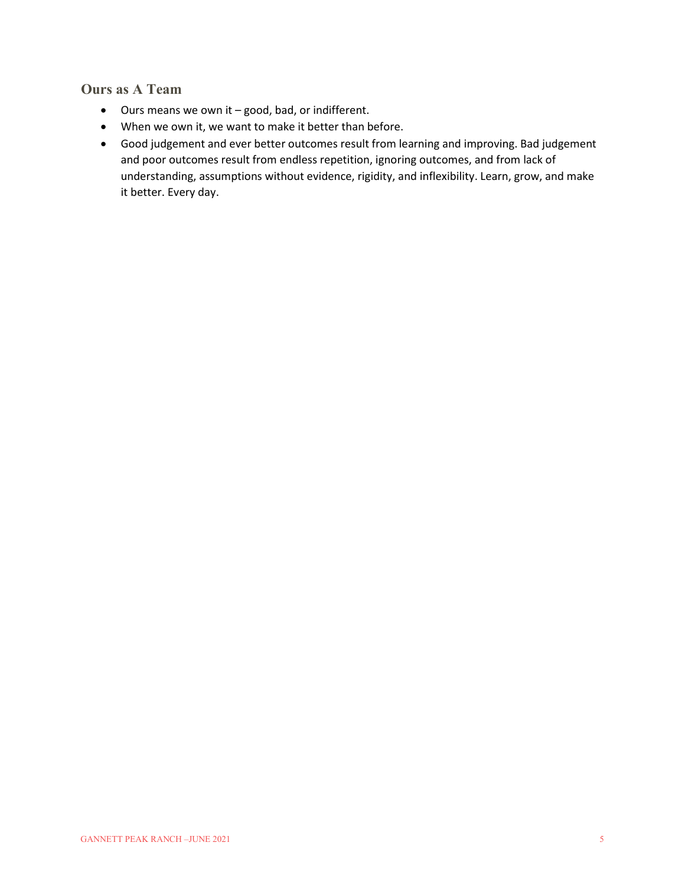## Ours as A Team

- Ours means we own it – good, bad, or indifferent.
- When we own it, we want to make it better than before.
- Good judgement and ever better outcomes result from learning and improving. Bad judgement and poor outcomes result from endless repetition, ignoring outcomes, and from lack of understanding, assumptions without evidence, rigidity, and inflexibility. Learn, grow, and make it better. Every day.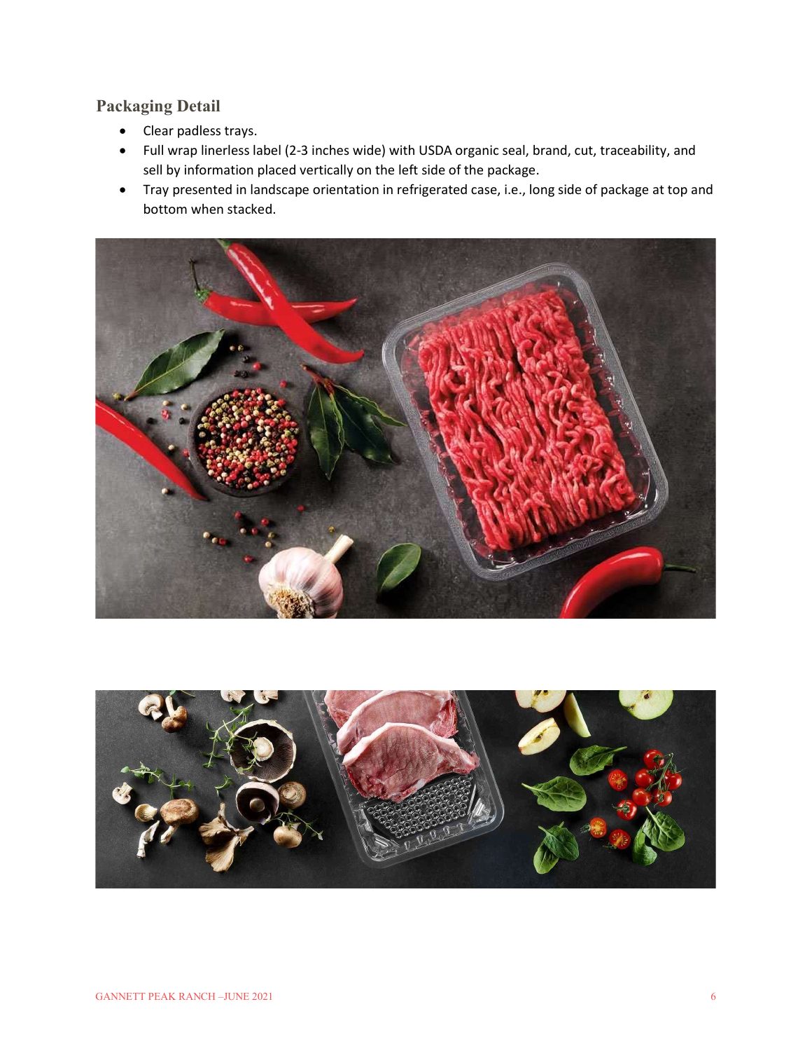## Packaging Detail

- Clear padless trays.
- Full wrap linerless label (2-3 inches wide) with USDA organic seal, brand, cut, traceability, and sell by information placed vertically on the left side of the package.
- Tray presented in landscape orientation in refrigerated case, i.e., long side of package at top and bottom when stacked.